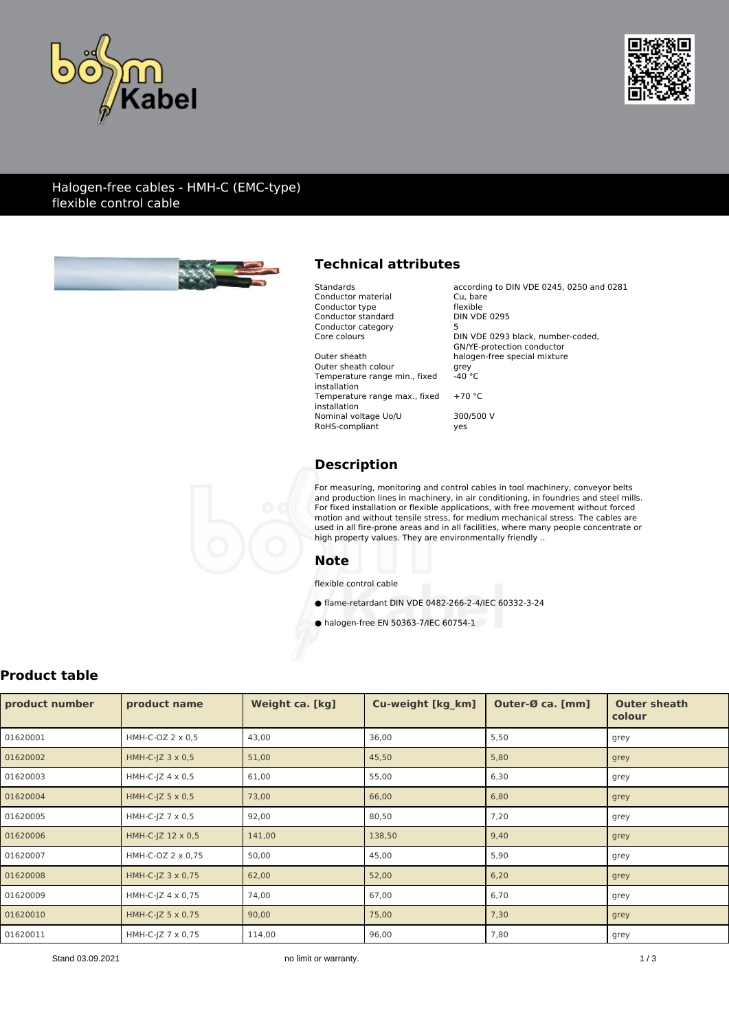# Halogen-free cables - HMH-C (EMC-type)
flexible control cable

## Technical attributes

| | |
|---|---|
| Standards | according to DIN VDE 0245, 0250 and 0281 |
| Conductor material | Cu, bare |
| Conductor type | flexible |
| Conductor standard | DIN VDE 0295 |
| Conductor category | 5 |
| Core colours | DIN VDE 0293 black, number-coded, GN/YE-protection conductor |
| Outer sheath | halogen-free special mixture |
| Outer sheath colour | grey |
| Temperature range min., fixed installation | -40 °C |
| Temperature range max., fixed installation | +70 °C |
| Nominal voltage Uo/U | 300/500 V |
| RoHS-compliant | yes |

## Description

For measuring, monitoring and control cables in tool machinery, conveyor belts and production lines in machinery, in air conditioning, in foundries and steel mills. For fixed installation or flexible applications, with free movement without forced motion and without tensile stress, for medium mechanical stress. The cables are used in all fire-prone areas and in all facilities, where many people concentrate or high property values. They are environmentally friendly ..

## Note

flexible control cable

● flame-retardant DIN VDE 0482-266-2-4/IEC 60332-3-24

● halogen-free EN 50363-7/IEC 60754-1

## Product table

| product number | product name | Weight ca. [kg] | Cu-weight [kg_km] | Outer-Ø ca. [mm] | Outer sheath colour |
|---|---|---|---|---|---|
| 01620001 | HMH-C-OZ 2 x 0,5 | 43,00 | 36,00 | 5,50 | grey |
| 01620002 | HMH-C-JZ 3 x 0,5 | 51,00 | 45,50 | 5,80 | grey |
| 01620003 | HMH-C-JZ 4 x 0,5 | 61,00 | 55,00 | 6,30 | grey |
| 01620004 | HMH-C-JZ 5 x 0,5 | 73,00 | 66,00 | 6,80 | grey |
| 01620005 | HMH-C-JZ 7 x 0,5 | 92,00 | 80,50 | 7,20 | grey |
| 01620006 | HMH-C-JZ 12 x 0,5 | 141,00 | 138,50 | 9,40 | grey |
| 01620007 | HMH-C-OZ 2 x 0,75 | 50,00 | 45,00 | 5,90 | grey |
| 01620008 | HMH-C-JZ 3 x 0,75 | 62,00 | 52,00 | 6,20 | grey |
| 01620009 | HMH-C-JZ 4 x 0,75 | 74,00 | 67,00 | 6,70 | grey |
| 01620010 | HMH-C-JZ 5 x 0,75 | 90,00 | 75,00 | 7,30 | grey |
| 01620011 | HMH-C-JZ 7 x 0,75 | 114,00 | 96,00 | 7,80 | grey |

Stand 03.09.2021

no limit or warranty.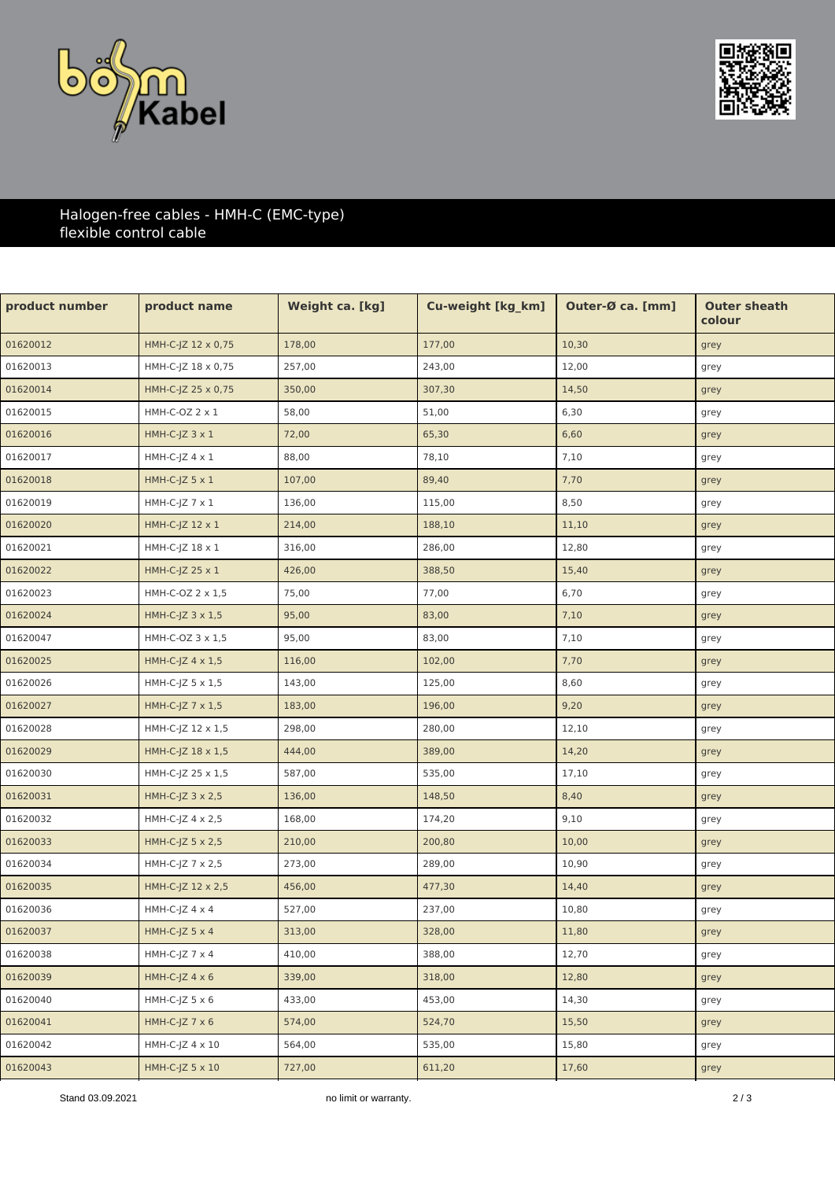Halogen-free cables - HMH-C (EMC-type)
flexible control cable

| product number | product name | Weight ca. [kg] | Cu-weight [kg_km] | Outer-Ø ca. [mm] | Outer sheath colour |
|---|---|---|---|---|---|
| 01620012 | HMH-C-JZ 12 x 0,75 | 178,00 | 177,00 | 10,30 | grey |
| 01620013 | HMH-C-JZ 18 x 0,75 | 257,00 | 243,00 | 12,00 | grey |
| 01620014 | HMH-C-JZ 25 x 0,75 | 350,00 | 307,30 | 14,50 | grey |
| 01620015 | HMH-C-OZ 2 x 1 | 58,00 | 51,00 | 6,30 | grey |
| 01620016 | HMH-C-JZ 3 x 1 | 72,00 | 65,30 | 6,60 | grey |
| 01620017 | HMH-C-JZ 4 x 1 | 88,00 | 78,10 | 7,10 | grey |
| 01620018 | HMH-C-JZ 5 x 1 | 107,00 | 89,40 | 7,70 | grey |
| 01620019 | HMH-C-JZ 7 x 1 | 136,00 | 115,00 | 8,50 | grey |
| 01620020 | HMH-C-JZ 12 x 1 | 214,00 | 188,10 | 11,10 | grey |
| 01620021 | HMH-C-JZ 18 x 1 | 316,00 | 286,00 | 12,80 | grey |
| 01620022 | HMH-C-JZ 25 x 1 | 426,00 | 388,50 | 15,40 | grey |
| 01620023 | HMH-C-OZ 2 x 1,5 | 75,00 | 77,00 | 6,70 | grey |
| 01620024 | HMH-C-JZ 3 x 1,5 | 95,00 | 83,00 | 7,10 | grey |
| 01620047 | HMH-C-OZ 3 x 1,5 | 95,00 | 83,00 | 7,10 | grey |
| 01620025 | HMH-C-JZ 4 x 1,5 | 116,00 | 102,00 | 7,70 | grey |
| 01620026 | HMH-C-JZ 5 x 1,5 | 143,00 | 125,00 | 8,60 | grey |
| 01620027 | HMH-C-JZ 7 x 1,5 | 183,00 | 196,00 | 9,20 | grey |
| 01620028 | HMH-C-JZ 12 x 1,5 | 298,00 | 280,00 | 12,10 | grey |
| 01620029 | HMH-C-JZ 18 x 1,5 | 444,00 | 389,00 | 14,20 | grey |
| 01620030 | HMH-C-JZ 25 x 1,5 | 587,00 | 535,00 | 17,10 | grey |
| 01620031 | HMH-C-JZ 3 x 2,5 | 136,00 | 148,50 | 8,40 | grey |
| 01620032 | HMH-C-JZ 4 x 2,5 | 168,00 | 174,20 | 9,10 | grey |
| 01620033 | HMH-C-JZ 5 x 2,5 | 210,00 | 200,80 | 10,00 | grey |
| 01620034 | HMH-C-JZ 7 x 2,5 | 273,00 | 289,00 | 10,90 | grey |
| 01620035 | HMH-C-JZ 12 x 2,5 | 456,00 | 477,30 | 14,40 | grey |
| 01620036 | HMH-C-JZ 4 x 4 | 527,00 | 237,00 | 10,80 | grey |
| 01620037 | HMH-C-JZ 5 x 4 | 313,00 | 328,00 | 11,80 | grey |
| 01620038 | HMH-C-JZ 7 x 4 | 410,00 | 388,00 | 12,70 | grey |
| 01620039 | HMH-C-JZ 4 x 6 | 339,00 | 318,00 | 12,80 | grey |
| 01620040 | HMH-C-JZ 5 x 6 | 433,00 | 453,00 | 14,30 | grey |
| 01620041 | HMH-C-JZ 7 x 6 | 574,00 | 524,70 | 15,50 | grey |
| 01620042 | HMH-C-JZ 4 x 10 | 564,00 | 535,00 | 15,80 | grey |
| 01620043 | HMH-C-JZ 5 x 10 | 727,00 | 611,20 | 17,60 | grey |

Stand 03.09.2021 no limit or warranty.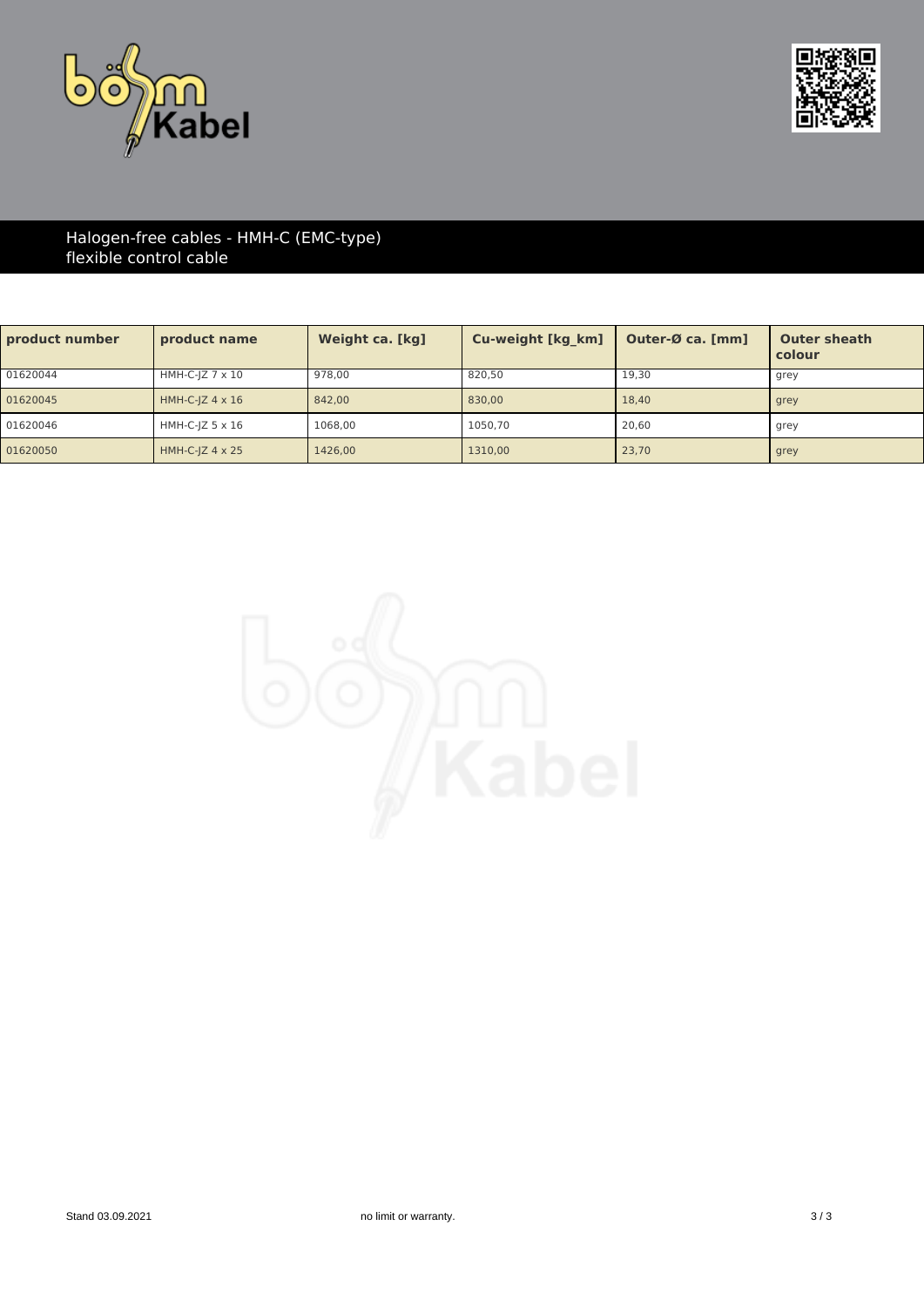Halogen-free cables - HMH-C (EMC-type)
flexible control cable

| product number | product name | Weight ca. [kg] | Cu-weight [kg_km] | Outer-Ø ca. [mm] | Outer sheath colour |
|---|---|---|---|---|---|
| 01620044 | HMH-C-JZ 7 x 10 | 978,00 | 820,50 | 19,30 | grey |
| 01620045 | HMH-C-JZ 4 x 16 | 842,00 | 830,00 | 18,40 | grey |
| 01620046 | HMH-C-JZ 5 x 16 | 1068,00 | 1050,70 | 20,60 | grey |
| 01620050 | HMH-C-JZ 4 x 25 | 1426,00 | 1310,00 | 23,70 | grey |

Stand 03.09.2021

no limit or warranty.